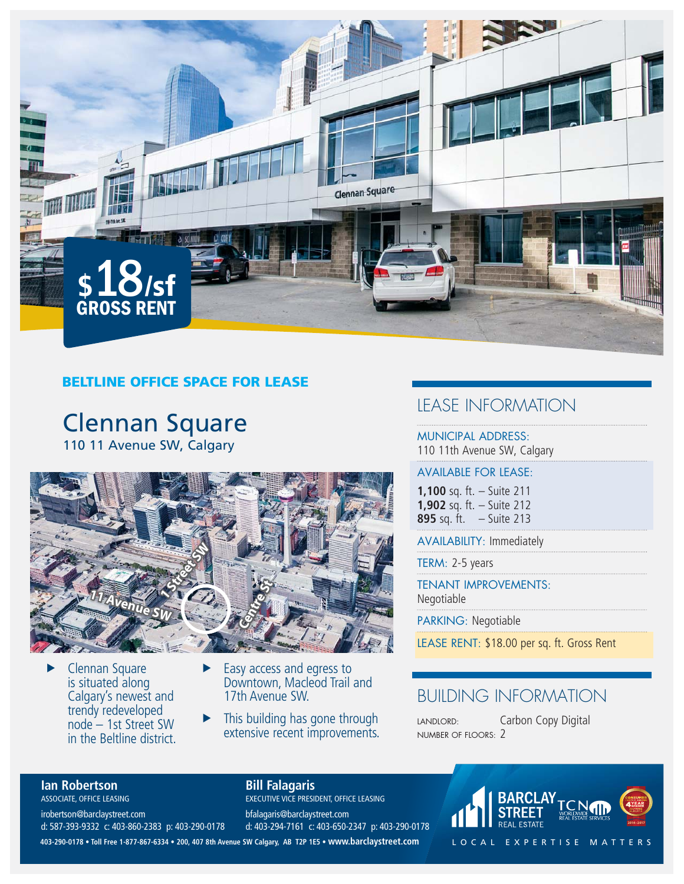**$18/sf GROSS RENT**

**BELTLINE OFFICE SPACE FOR LEASE**

# Clennan Square

110 11 Avenue SW, Calgary

- Clennan Square is situated along Calgary's newest and trendy redeveloped node – 1st Street SW in the Beltline district.
- Easy access and egress to Downtown, Macleod Trail and 17th Avenue SW.
- This building has gone through extensive recent improvements.

## LEASE INFORMATION

MUNICIPAL ADDRESS:
110 11th Avenue SW, Calgary

AVAILABLE FOR LEASE:
**1,100** sq. ft. – Suite 211
**1,902** sq. ft. – Suite 212
**895** sq. ft. – Suite 213

AVAILABILITY: Immediately

TERM: 2-5 years

TENANT IMPROVEMENTS:
Negotiable

PARKING: Negotiable

LEASE RENT: $18.00 per sq. ft. Gross Rent

## BUILDING INFORMATION

LANDLORD: Carbon Copy Digital
NUMBER OF FLOORS: 2

**Ian Robertson**
ASSOCIATE, OFFICE LEASING
irobertson@barclaystreet.com
d: 587-393-9332 c: 403-860-2383 p: 403-290-0178

**Bill Falagaris**
EXECUTIVE VICE PRESIDENT, OFFICE LEASING
bfalagaris@barclaystreet.com
d: 403-294-7161 c: 403-650-2347 p: 403-290-0178

403-290-0178 • Toll Free 1-877-867-6334 • 200, 407 8th Avenue SW Calgary, AB T2P 1E5 • **www.barclaystreet.com**

BARCLAY STREET REAL ESTATE | TCN WORLDWIDE REAL ESTATE SERVICES

LOCAL EXPERTISE MATTERS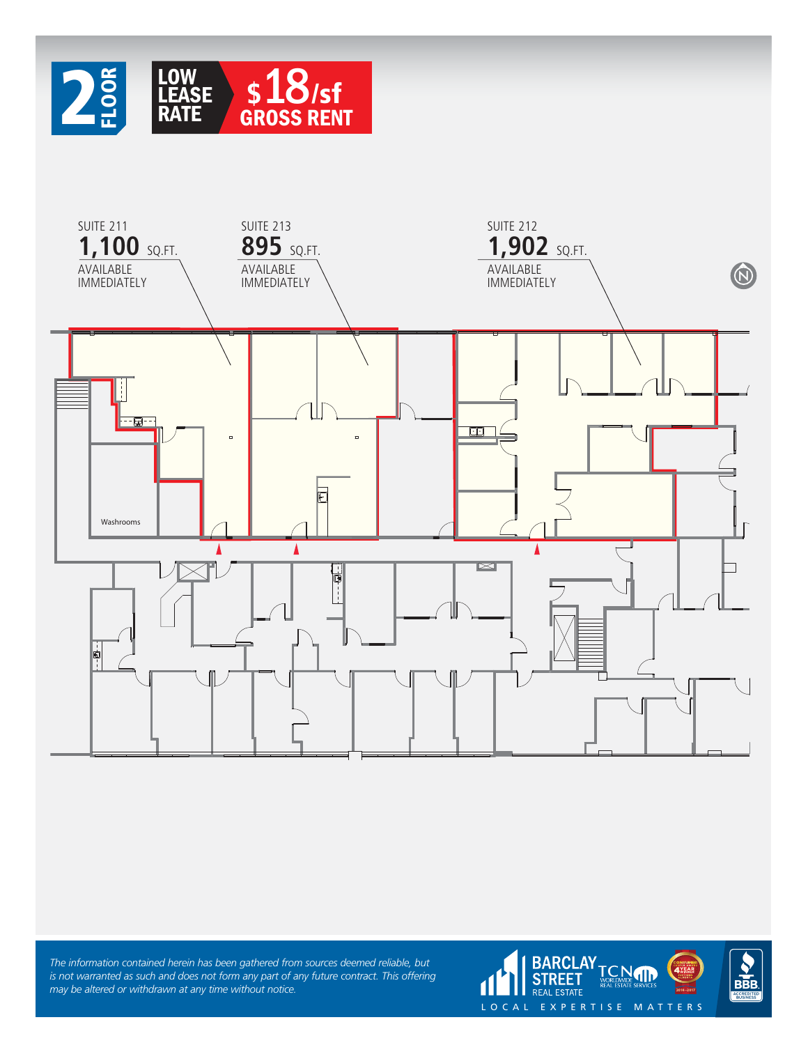# 2 FLOOR

**LOW LEASE RATE** **$18/sf GROSS RENT**

SUITE 211
**1,100** SQ.FT.
AVAILABLE IMMEDIATELY

SUITE 213
**895** SQ.FT.
AVAILABLE IMMEDIATELY

SUITE 212
**1,902** SQ.FT.
AVAILABLE IMMEDIATELY

N

Washrooms

*The information contained herein has been gathered from sources deemed reliable, but is not warranted as such and does not form any part of any future contract. This offering may be altered or withdrawn at any time without notice.*

BARCLAY STREET REAL ESTATE

TCN WORLDWIDE REAL ESTATE SERVICES

LOCAL EXPERTISE MATTERS

BBB ACCREDITED BUSINESS